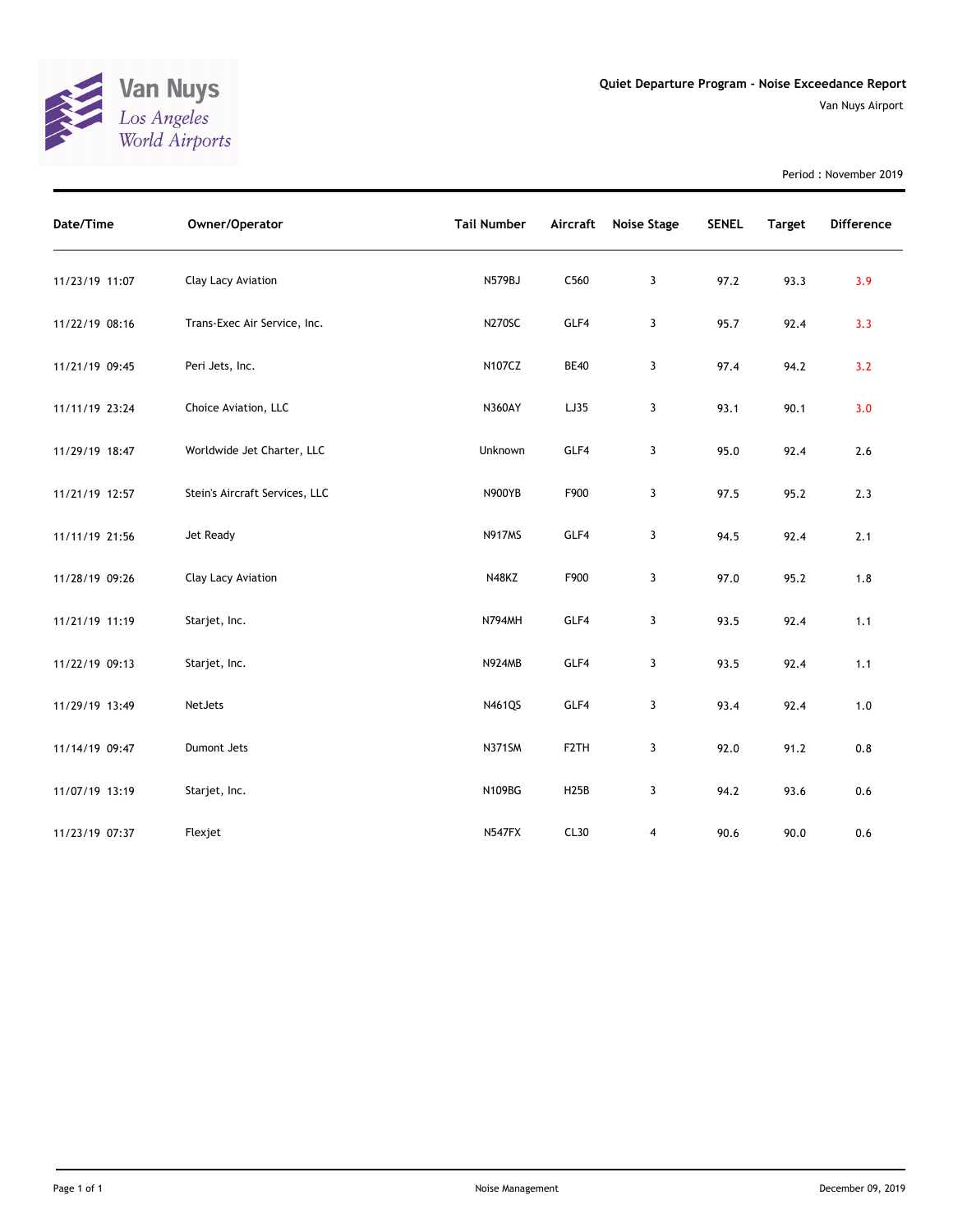Van Nuys
Los Angeles
World Airports

## Quiet Departure Program - Noise Exceedance Report

Van Nuys Airport

Period : November 2019

| Date/Time | Owner/Operator | Tail Number | Aircraft | Noise Stage | SENEL | Target | Difference |
|---|---|---|---|---|---|---|---|
| 11/23/19 11:07 | Clay Lacy Aviation | N579BJ | C560 | 3 | 97.2 | 93.3 | 3.9 |
| 11/22/19 08:16 | Trans-Exec Air Service, Inc. | N270SC | GLF4 | 3 | 95.7 | 92.4 | 3.3 |
| 11/21/19 09:45 | Peri Jets, Inc. | N107CZ | BE40 | 3 | 97.4 | 94.2 | 3.2 |
| 11/11/19 23:24 | Choice Aviation, LLC | N360AY | LJ35 | 3 | 93.1 | 90.1 | 3.0 |
| 11/29/19 18:47 | Worldwide Jet Charter, LLC | Unknown | GLF4 | 3 | 95.0 | 92.4 | 2.6 |
| 11/21/19 12:57 | Stein's Aircraft Services, LLC | N900YB | F900 | 3 | 97.5 | 95.2 | 2.3 |
| 11/11/19 21:56 | Jet Ready | N917MS | GLF4 | 3 | 94.5 | 92.4 | 2.1 |
| 11/28/19 09:26 | Clay Lacy Aviation | N48KZ | F900 | 3 | 97.0 | 95.2 | 1.8 |
| 11/21/19 11:19 | Starjet, Inc. | N794MH | GLF4 | 3 | 93.5 | 92.4 | 1.1 |
| 11/22/19 09:13 | Starjet, Inc. | N924MB | GLF4 | 3 | 93.5 | 92.4 | 1.1 |
| 11/29/19 13:49 | NetJets | N461QS | GLF4 | 3 | 93.4 | 92.4 | 1.0 |
| 11/14/19 09:47 | Dumont Jets | N371SM | F2TH | 3 | 92.0 | 91.2 | 0.8 |
| 11/07/19 13:19 | Starjet, Inc. | N109BG | H25B | 3 | 94.2 | 93.6 | 0.6 |
| 11/23/19 07:37 | Flexjet | N547FX | CL30 | 4 | 90.6 | 90.0 | 0.6 |

Noise Management

December 09, 2019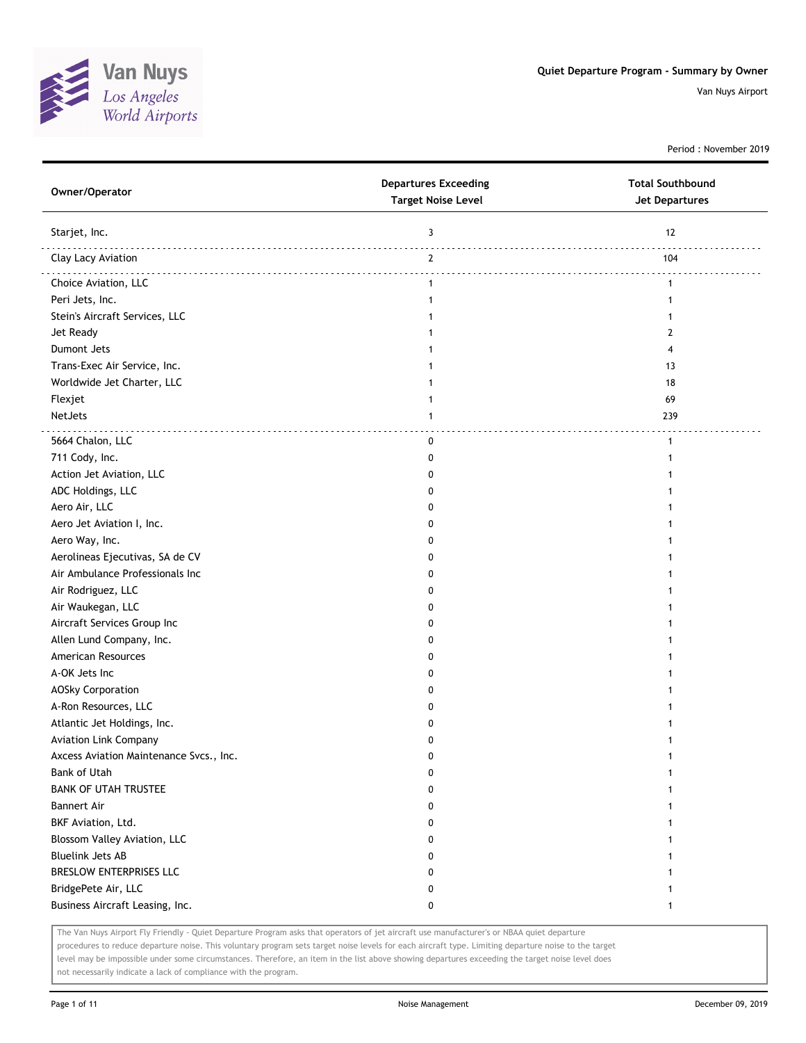Van Nuys
Los Angeles
World Airports

**Quiet Departure Program - Summary by Owner**

Van Nuys Airport

Period : November 2019

| Owner/Operator | Departures Exceeding Target Noise Level | Total Southbound Jet Departures |
|---|---|---|
| Starjet, Inc. | 3 | 12 |
| Clay Lacy Aviation | 2 | 104 |
| Choice Aviation, LLC | 1 | 1 |
| Peri Jets, Inc. | 1 | 1 |
| Stein's Aircraft Services, LLC | 1 | 1 |
| Jet Ready | 1 | 2 |
| Dumont Jets | 1 | 4 |
| Trans-Exec Air Service, Inc. | 1 | 13 |
| Worldwide Jet Charter, LLC | 1 | 18 |
| Flexjet | 1 | 69 |
| NetJets | 1 | 239 |
| 5664 Chalon, LLC | 0 | 1 |
| 711 Cody, Inc. | 0 | 1 |
| Action Jet Aviation, LLC | 0 | 1 |
| ADC Holdings, LLC | 0 | 1 |
| Aero Air, LLC | 0 | 1 |
| Aero Jet Aviation I, Inc. | 0 | 1 |
| Aero Way, Inc. | 0 | 1 |
| Aerolineas Ejecutivas, SA de CV | 0 | 1 |
| Air Ambulance Professionals Inc | 0 | 1 |
| Air Rodriguez, LLC | 0 | 1 |
| Air Waukegan, LLC | 0 | 1 |
| Aircraft Services Group Inc | 0 | 1 |
| Allen Lund Company, Inc. | 0 | 1 |
| American Resources | 0 | 1 |
| A-OK Jets Inc | 0 | 1 |
| AOSky Corporation | 0 | 1 |
| A-Ron Resources, LLC | 0 | 1 |
| Atlantic Jet Holdings, Inc. | 0 | 1 |
| Aviation Link Company | 0 | 1 |
| Axcess Aviation Maintenance Svcs., Inc. | 0 | 1 |
| Bank of Utah | 0 | 1 |
| BANK OF UTAH TRUSTEE | 0 | 1 |
| Bannert Air | 0 | 1 |
| BKF Aviation, Ltd. | 0 | 1 |
| Blossom Valley Aviation, LLC | 0 | 1 |
| Bluelink Jets AB | 0 | 1 |
| BRESLOW ENTERPRISES LLC | 0 | 1 |
| BridgePete Air, LLC | 0 | 1 |
| Business Aircraft Leasing, Inc. | 0 | 1 |

The Van Nuys Airport Fly Friendly - Quiet Departure Program asks that operators of jet aircraft use manufacturer's or NBAA quiet departure procedures to reduce departure noise. This voluntary program sets target noise levels for each aircraft type. Limiting departure noise to the target level may be impossible under some circumstances. Therefore, an item in the list above showing departures exceeding the target noise level does not necessarily indicate a lack of compliance with the program.

Noise Management

December 09, 2019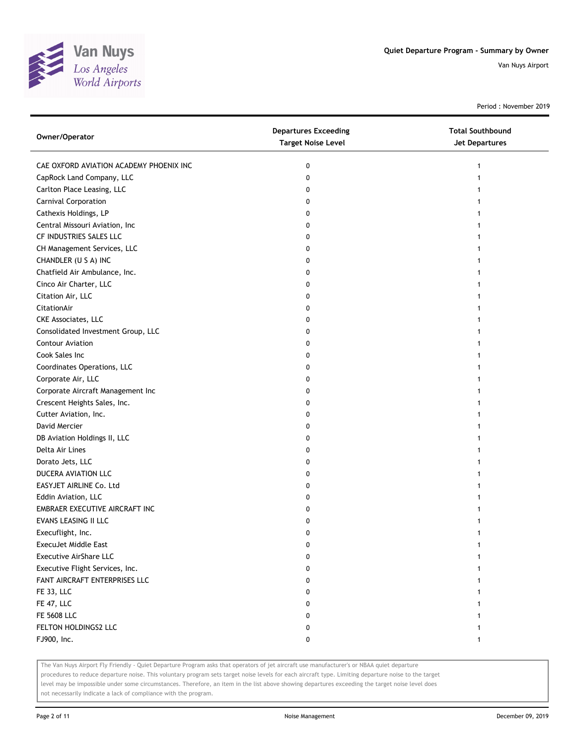Quiet Departure Program - Summary by Owner

Van Nuys Airport

Period : November 2019

| Owner/Operator | Departures Exceeding Target Noise Level | Total Southbound Jet Departures |
|---|---|---|
| CAE OXFORD AVIATION ACADEMY PHOENIX INC | 0 | 1 |
| CapRock Land Company, LLC | 0 | 1 |
| Carlton Place Leasing, LLC | 0 | 1 |
| Carnival Corporation | 0 | 1 |
| Cathexis Holdings, LP | 0 | 1 |
| Central Missouri Aviation, Inc | 0 | 1 |
| CF INDUSTRIES SALES LLC | 0 | 1 |
| CH Management Services, LLC | 0 | 1 |
| CHANDLER (U S A) INC | 0 | 1 |
| Chatfield Air Ambulance, Inc. | 0 | 1 |
| Cinco Air Charter, LLC | 0 | 1 |
| Citation Air, LLC | 0 | 1 |
| CitationAir | 0 | 1 |
| CKE Associates, LLC | 0 | 1 |
| Consolidated Investment Group, LLC | 0 | 1 |
| Contour Aviation | 0 | 1 |
| Cook Sales Inc | 0 | 1 |
| Coordinates Operations, LLC | 0 | 1 |
| Corporate Air, LLC | 0 | 1 |
| Corporate Aircraft Management Inc | 0 | 1 |
| Crescent Heights Sales, Inc. | 0 | 1 |
| Cutter Aviation, Inc. | 0 | 1 |
| David Mercier | 0 | 1 |
| DB Aviation Holdings II, LLC | 0 | 1 |
| Delta Air Lines | 0 | 1 |
| Dorato Jets, LLC | 0 | 1 |
| DUCERA AVIATION LLC | 0 | 1 |
| EASYJET AIRLINE Co. Ltd | 0 | 1 |
| Eddin Aviation, LLC | 0 | 1 |
| EMBRAER EXECUTIVE AIRCRAFT INC | 0 | 1 |
| EVANS LEASING II LLC | 0 | 1 |
| Execuflight, Inc. | 0 | 1 |
| ExecuJet Middle East | 0 | 1 |
| Executive AirShare LLC | 0 | 1 |
| Executive Flight Services, Inc. | 0 | 1 |
| FANT AIRCRAFT ENTERPRISES LLC | 0 | 1 |
| FE 33, LLC | 0 | 1 |
| FE 47, LLC | 0 | 1 |
| FE 5608 LLC | 0 | 1 |
| FELTON HOLDINGS2 LLC | 0 | 1 |
| FJ900, Inc. | 0 | 1 |

The Van Nuys Airport Fly Friendly - Quiet Departure Program asks that operators of jet aircraft use manufacturer's or NBAA quiet departure procedures to reduce departure noise. This voluntary program sets target noise levels for each aircraft type. Limiting departure noise to the target level may be impossible under some circumstances. Therefore, an item in the list above showing departures exceeding the target noise level does not necessarily indicate a lack of compliance with the program.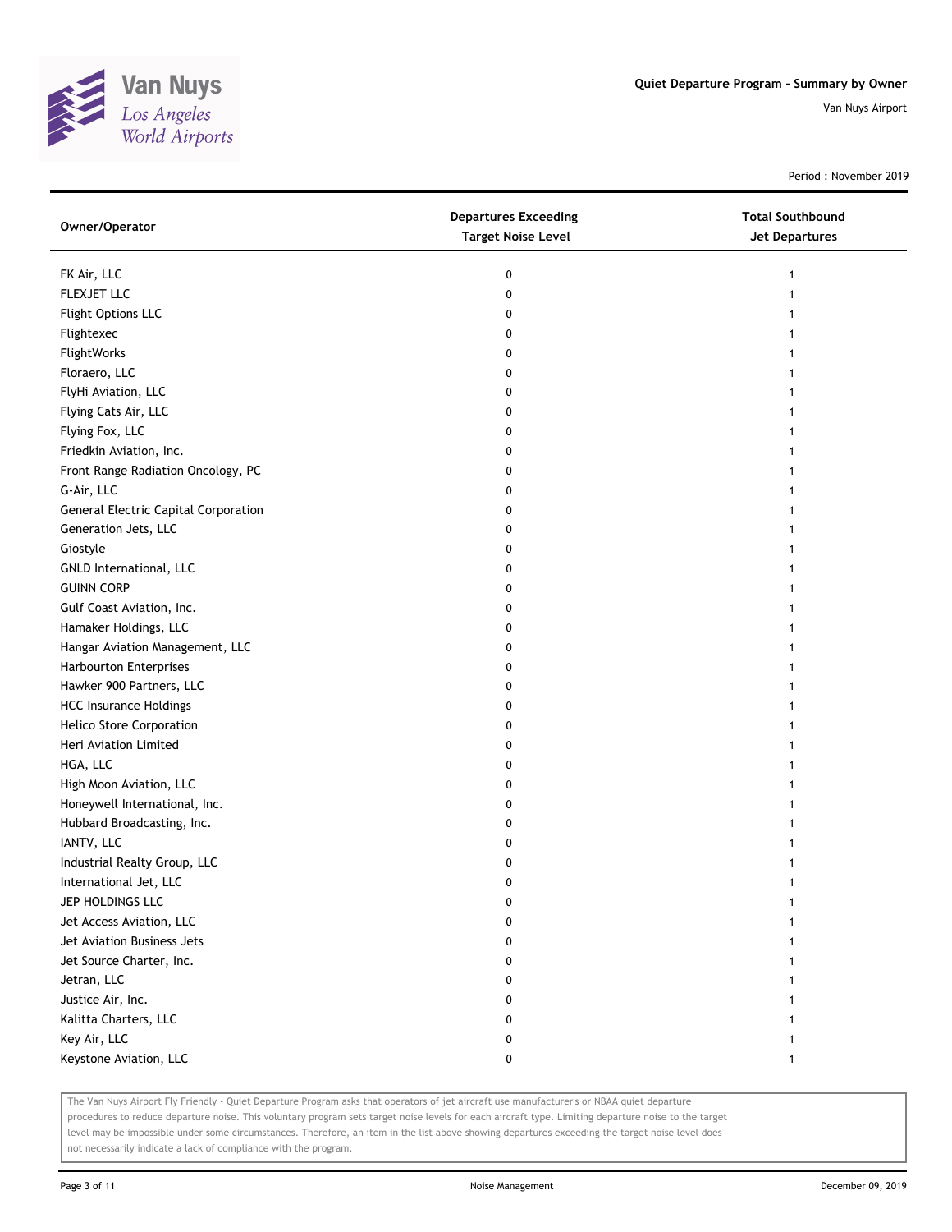# Quiet Departure Program - Summary by Owner

Van Nuys Airport

Period : November 2019

| Owner/Operator | Departures Exceeding Target Noise Level | Total Southbound Jet Departures |
|---|---|---|
| FK Air, LLC | 0 | 1 |
| FLEXJET LLC | 0 | 1 |
| Flight Options LLC | 0 | 1 |
| Flightexec | 0 | 1 |
| FlightWorks | 0 | 1 |
| Floraero, LLC | 0 | 1 |
| FlyHi Aviation, LLC | 0 | 1 |
| Flying Cats Air, LLC | 0 | 1 |
| Flying Fox, LLC | 0 | 1 |
| Friedkin Aviation, Inc. | 0 | 1 |
| Front Range Radiation Oncology, PC | 0 | 1 |
| G-Air, LLC | 0 | 1 |
| General Electric Capital Corporation | 0 | 1 |
| Generation Jets, LLC | 0 | 1 |
| Giostyle | 0 | 1 |
| GNLD International, LLC | 0 | 1 |
| GUINN CORP | 0 | 1 |
| Gulf Coast Aviation, Inc. | 0 | 1 |
| Hamaker Holdings, LLC | 0 | 1 |
| Hangar Aviation Management, LLC | 0 | 1 |
| Harbourton Enterprises | 0 | 1 |
| Hawker 900 Partners, LLC | 0 | 1 |
| HCC Insurance Holdings | 0 | 1 |
| Helico Store Corporation | 0 | 1 |
| Heri Aviation Limited | 0 | 1 |
| HGA, LLC | 0 | 1 |
| High Moon Aviation, LLC | 0 | 1 |
| Honeywell International, Inc. | 0 | 1 |
| Hubbard Broadcasting, Inc. | 0 | 1 |
| IANTV, LLC | 0 | 1 |
| Industrial Realty Group, LLC | 0 | 1 |
| International Jet, LLC | 0 | 1 |
| JEP HOLDINGS LLC | 0 | 1 |
| Jet Access Aviation, LLC | 0 | 1 |
| Jet Aviation Business Jets | 0 | 1 |
| Jet Source Charter, Inc. | 0 | 1 |
| Jetran, LLC | 0 | 1 |
| Justice Air, Inc. | 0 | 1 |
| Kalitta Charters, LLC | 0 | 1 |
| Key Air, LLC | 0 | 1 |
| Keystone Aviation, LLC | 0 | 1 |

The Van Nuys Airport Fly Friendly - Quiet Departure Program asks that operators of jet aircraft use manufacturer's or NBAA quiet departure procedures to reduce departure noise. This voluntary program sets target noise levels for each aircraft type. Limiting departure noise to the target level may be impossible under some circumstances. Therefore, an item in the list above showing departures exceeding the target noise level does not necessarily indicate a lack of compliance with the program.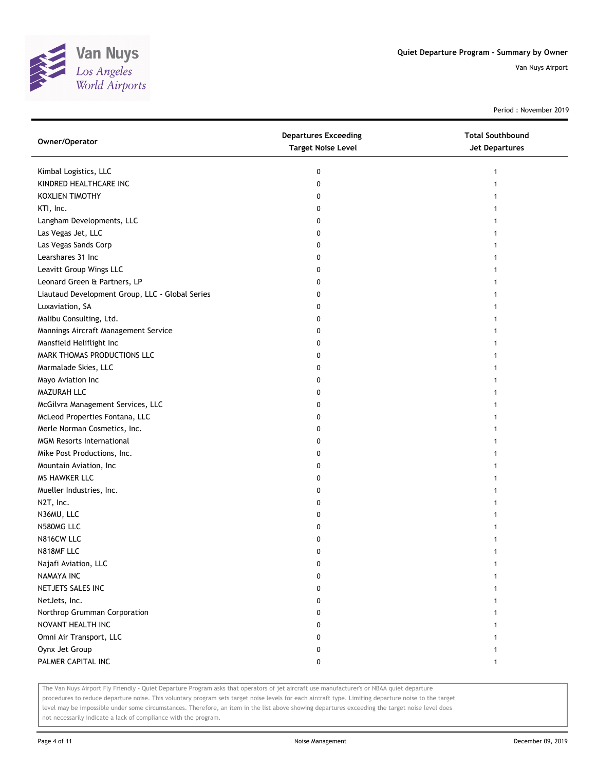# Quiet Departure Program - Summary by Owner

Van Nuys Airport

Period : November 2019

| Owner/Operator | Departures Exceeding Target Noise Level | Total Southbound Jet Departures |
|---|---|---|
| Kimbal Logistics, LLC | 0 | 1 |
| KINDRED HEALTHCARE INC | 0 | 1 |
| KOXLIEN TIMOTHY | 0 | 1 |
| KTI, Inc. | 0 | 1 |
| Langham Developments, LLC | 0 | 1 |
| Las Vegas Jet, LLC | 0 | 1 |
| Las Vegas Sands Corp | 0 | 1 |
| Learshares 31 Inc | 0 | 1 |
| Leavitt Group Wings LLC | 0 | 1 |
| Leonard Green & Partners, LP | 0 | 1 |
| Liautaud Development Group, LLC - Global Series | 0 | 1 |
| Luxaviation, SA | 0 | 1 |
| Malibu Consulting, Ltd. | 0 | 1 |
| Mannings Aircraft Management Service | 0 | 1 |
| Mansfield Heliflight Inc | 0 | 1 |
| MARK THOMAS PRODUCTIONS LLC | 0 | 1 |
| Marmalade Skies, LLC | 0 | 1 |
| Mayo Aviation Inc | 0 | 1 |
| MAZURAH LLC | 0 | 1 |
| McGilvra Management Services, LLC | 0 | 1 |
| McLeod Properties Fontana, LLC | 0 | 1 |
| Merle Norman Cosmetics, Inc. | 0 | 1 |
| MGM Resorts International | 0 | 1 |
| Mike Post Productions, Inc. | 0 | 1 |
| Mountain Aviation, Inc | 0 | 1 |
| MS HAWKER LLC | 0 | 1 |
| Mueller Industries, Inc. | 0 | 1 |
| N2T, Inc. | 0 | 1 |
| N36MU, LLC | 0 | 1 |
| N580MG LLC | 0 | 1 |
| N816CW LLC | 0 | 1 |
| N818MF LLC | 0 | 1 |
| Najafi Aviation, LLC | 0 | 1 |
| NAMAYA INC | 0 | 1 |
| NETJETS SALES INC | 0 | 1 |
| NetJets, Inc. | 0 | 1 |
| Northrop Grumman Corporation | 0 | 1 |
| NOVANT HEALTH INC | 0 | 1 |
| Omni Air Transport, LLC | 0 | 1 |
| Oynx Jet Group | 0 | 1 |
| PALMER CAPITAL INC | 0 | 1 |

The Van Nuys Airport Fly Friendly - Quiet Departure Program asks that operators of jet aircraft use manufacturer's or NBAA quiet departure procedures to reduce departure noise. This voluntary program sets target noise levels for each aircraft type. Limiting departure noise to the target level may be impossible under some circumstances. Therefore, an item in the list above showing departures exceeding the target noise level does not necessarily indicate a lack of compliance with the program.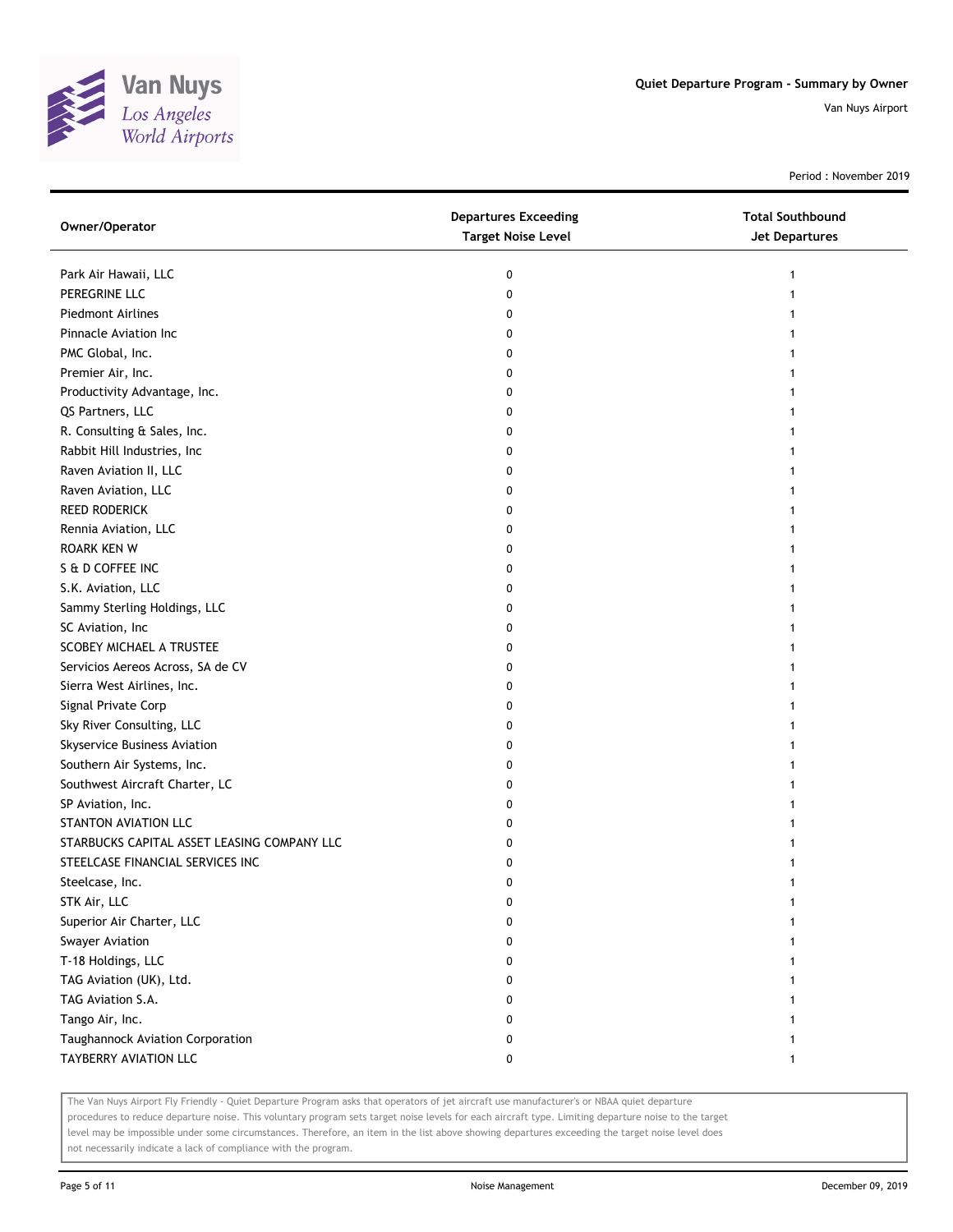Quiet Departure Program - Summary by Owner

Van Nuys Airport

Period : November 2019

| Owner/Operator | Departures Exceeding Target Noise Level | Total Southbound Jet Departures |
|---|---|---|
| Park Air Hawaii, LLC | 0 | 1 |
| PEREGRINE LLC | 0 | 1 |
| Piedmont Airlines | 0 | 1 |
| Pinnacle Aviation Inc | 0 | 1 |
| PMC Global, Inc. | 0 | 1 |
| Premier Air, Inc. | 0 | 1 |
| Productivity Advantage, Inc. | 0 | 1 |
| QS Partners, LLC | 0 | 1 |
| R. Consulting & Sales, Inc. | 0 | 1 |
| Rabbit Hill Industries, Inc | 0 | 1 |
| Raven Aviation II, LLC | 0 | 1 |
| Raven Aviation, LLC | 0 | 1 |
| REED RODERICK | 0 | 1 |
| Rennia Aviation, LLC | 0 | 1 |
| ROARK KEN W | 0 | 1 |
| S & D COFFEE INC | 0 | 1 |
| S.K. Aviation, LLC | 0 | 1 |
| Sammy Sterling Holdings, LLC | 0 | 1 |
| SC Aviation, Inc | 0 | 1 |
| SCOBEY MICHAEL A TRUSTEE | 0 | 1 |
| Servicios Aereos Across, SA de CV | 0 | 1 |
| Sierra West Airlines, Inc. | 0 | 1 |
| Signal Private Corp | 0 | 1 |
| Sky River Consulting, LLC | 0 | 1 |
| Skyservice Business Aviation | 0 | 1 |
| Southern Air Systems, Inc. | 0 | 1 |
| Southwest Aircraft Charter, LC | 0 | 1 |
| SP Aviation, Inc. | 0 | 1 |
| STANTON AVIATION LLC | 0 | 1 |
| STARBUCKS CAPITAL ASSET LEASING COMPANY LLC | 0 | 1 |
| STEELCASE FINANCIAL SERVICES INC | 0 | 1 |
| Steelcase, Inc. | 0 | 1 |
| STK Air, LLC | 0 | 1 |
| Superior Air Charter, LLC | 0 | 1 |
| Swayer Aviation | 0 | 1 |
| T-18 Holdings, LLC | 0 | 1 |
| TAG Aviation (UK), Ltd. | 0 | 1 |
| TAG Aviation S.A. | 0 | 1 |
| Tango Air, Inc. | 0 | 1 |
| Taughannock Aviation Corporation | 0 | 1 |
| TAYBERRY AVIATION LLC | 0 | 1 |

The Van Nuys Airport Fly Friendly - Quiet Departure Program asks that operators of jet aircraft use manufacturer's or NBAA quiet departure procedures to reduce departure noise. This voluntary program sets target noise levels for each aircraft type. Limiting departure noise to the target level may be impossible under some circumstances. Therefore, an item in the list above showing departures exceeding the target noise level does not necessarily indicate a lack of compliance with the program.

Noise Management

December 09, 2019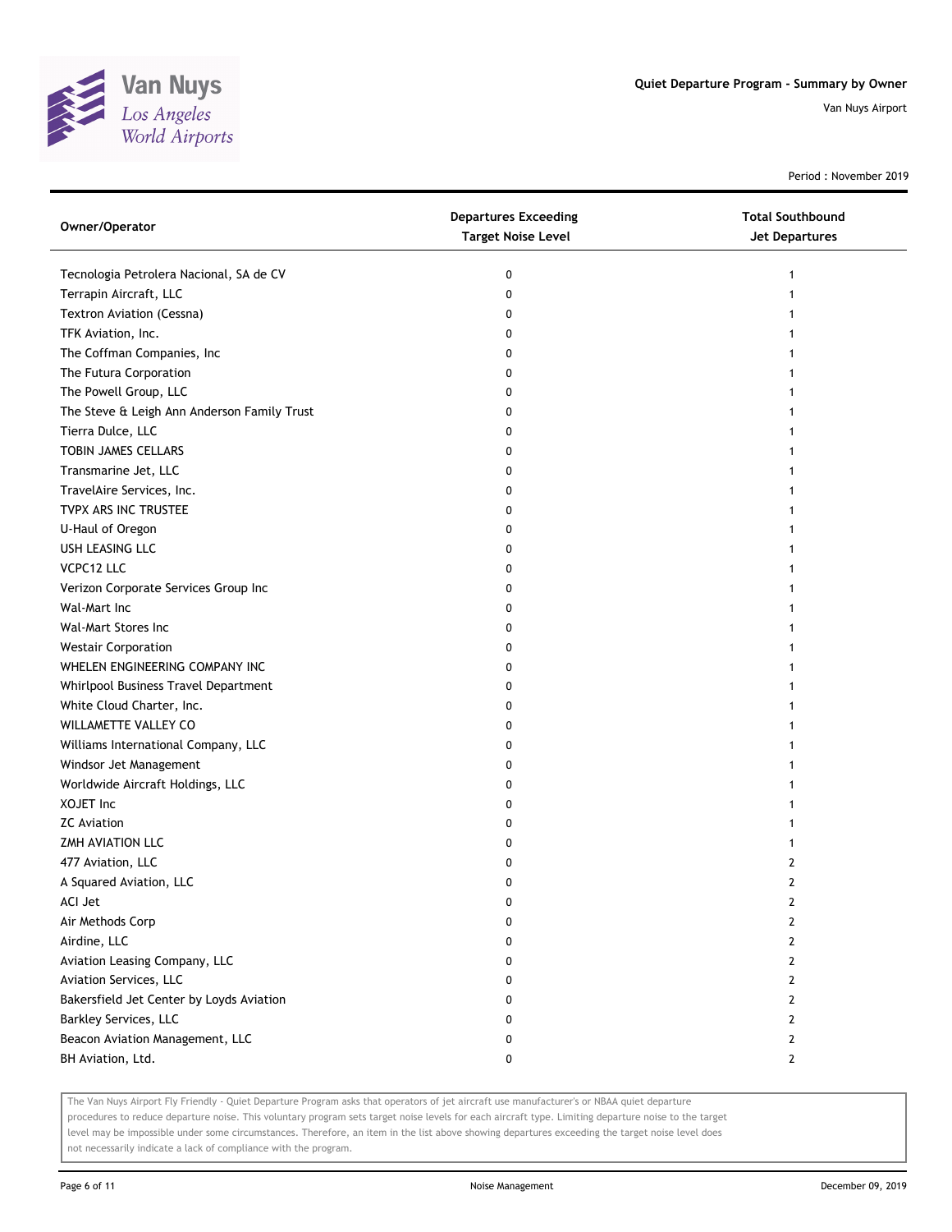# Quiet Departure Program - Summary by Owner

Van Nuys Airport

Period : November 2019

| Owner/Operator | Departures Exceeding Target Noise Level | Total Southbound Jet Departures |
|---|---|---|
| Tecnologia Petrolera Nacional, SA de CV | 0 | 1 |
| Terrapin Aircraft, LLC | 0 | 1 |
| Textron Aviation (Cessna) | 0 | 1 |
| TFK Aviation, Inc. | 0 | 1 |
| The Coffman Companies, Inc | 0 | 1 |
| The Futura Corporation | 0 | 1 |
| The Powell Group, LLC | 0 | 1 |
| The Steve & Leigh Ann Anderson Family Trust | 0 | 1 |
| Tierra Dulce, LLC | 0 | 1 |
| TOBIN JAMES CELLARS | 0 | 1 |
| Transmarine Jet, LLC | 0 | 1 |
| TravelAire Services, Inc. | 0 | 1 |
| TVPX ARS INC TRUSTEE | 0 | 1 |
| U-Haul of Oregon | 0 | 1 |
| USH LEASING LLC | 0 | 1 |
| VCPC12 LLC | 0 | 1 |
| Verizon Corporate Services Group Inc | 0 | 1 |
| Wal-Mart Inc | 0 | 1 |
| Wal-Mart Stores Inc | 0 | 1 |
| Westair Corporation | 0 | 1 |
| WHELEN ENGINEERING COMPANY INC | 0 | 1 |
| Whirlpool Business Travel Department | 0 | 1 |
| White Cloud Charter, Inc. | 0 | 1 |
| WILLAMETTE VALLEY CO | 0 | 1 |
| Williams International Company, LLC | 0 | 1 |
| Windsor Jet Management | 0 | 1 |
| Worldwide Aircraft Holdings, LLC | 0 | 1 |
| XOJET Inc | 0 | 1 |
| ZC Aviation | 0 | 1 |
| ZMH AVIATION LLC | 0 | 1 |
| 477 Aviation, LLC | 0 | 2 |
| A Squared Aviation, LLC | 0 | 2 |
| ACI Jet | 0 | 2 |
| Air Methods Corp | 0 | 2 |
| Airdine, LLC | 0 | 2 |
| Aviation Leasing Company, LLC | 0 | 2 |
| Aviation Services, LLC | 0 | 2 |
| Bakersfield Jet Center by Loyds Aviation | 0 | 2 |
| Barkley Services, LLC | 0 | 2 |
| Beacon Aviation Management, LLC | 0 | 2 |
| BH Aviation, Ltd. | 0 | 2 |

The Van Nuys Airport Fly Friendly - Quiet Departure Program asks that operators of jet aircraft use manufacturer's or NBAA quiet departure procedures to reduce departure noise. This voluntary program sets target noise levels for each aircraft type. Limiting departure noise to the target level may be impossible under some circumstances. Therefore, an item in the list above showing departures exceeding the target noise level does not necessarily indicate a lack of compliance with the program.

Noise Management

December 09, 2019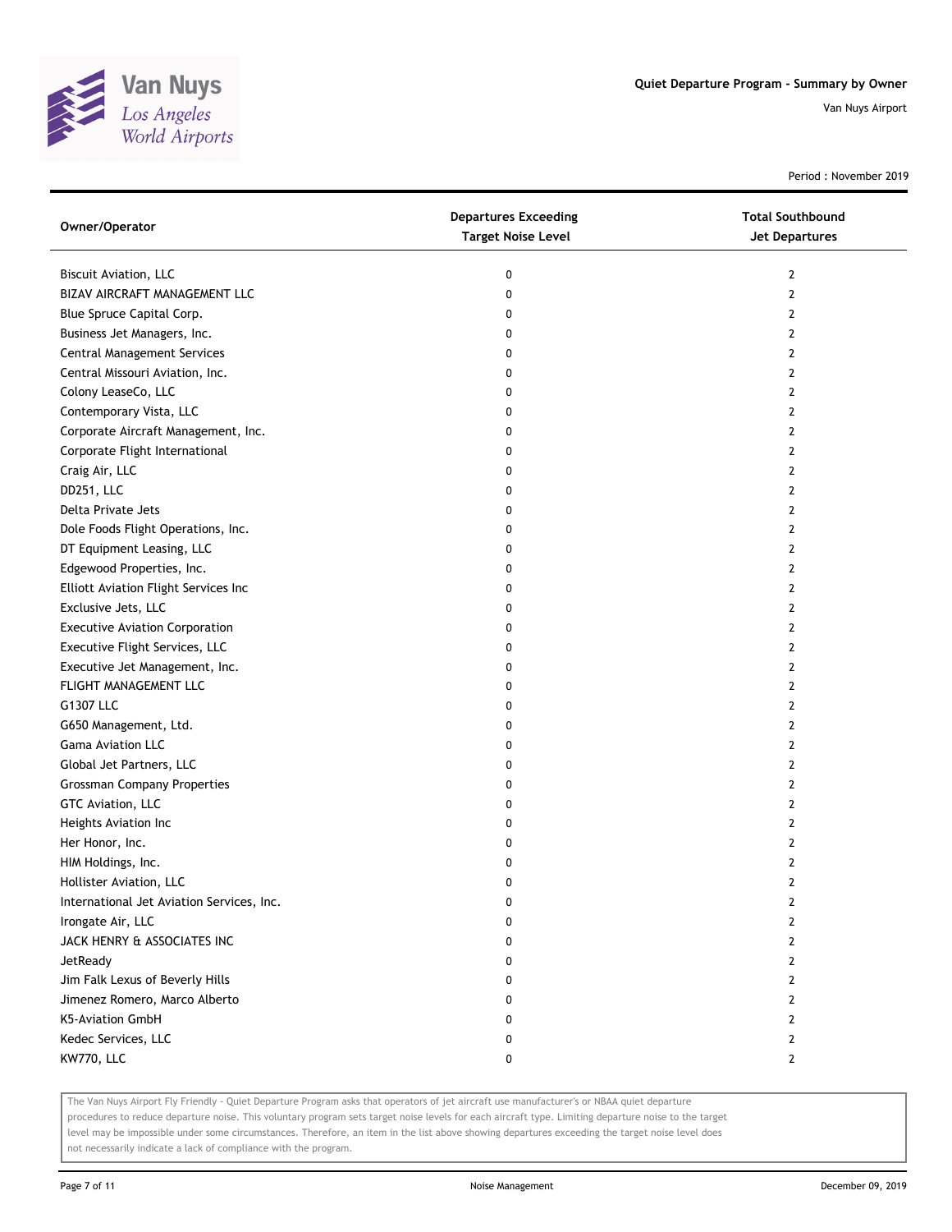## Quiet Departure Program - Summary by Owner

Van Nuys Airport

Period : November 2019

| Owner/Operator | Departures Exceeding Target Noise Level | Total Southbound Jet Departures |
| --- | --- | --- |
| Biscuit Aviation, LLC | 0 | 2 |
| BIZAV AIRCRAFT MANAGEMENT LLC | 0 | 2 |
| Blue Spruce Capital Corp. | 0 | 2 |
| Business Jet Managers, Inc. | 0 | 2 |
| Central Management Services | 0 | 2 |
| Central Missouri Aviation, Inc. | 0 | 2 |
| Colony LeaseCo, LLC | 0 | 2 |
| Contemporary Vista, LLC | 0 | 2 |
| Corporate Aircraft Management, Inc. | 0 | 2 |
| Corporate Flight International | 0 | 2 |
| Craig Air, LLC | 0 | 2 |
| DD251, LLC | 0 | 2 |
| Delta Private Jets | 0 | 2 |
| Dole Foods Flight Operations, Inc. | 0 | 2 |
| DT Equipment Leasing, LLC | 0 | 2 |
| Edgewood Properties, Inc. | 0 | 2 |
| Elliott Aviation Flight Services Inc | 0 | 2 |
| Exclusive Jets, LLC | 0 | 2 |
| Executive Aviation Corporation | 0 | 2 |
| Executive Flight Services, LLC | 0 | 2 |
| Executive Jet Management, Inc. | 0 | 2 |
| FLIGHT MANAGEMENT LLC | 0 | 2 |
| G1307 LLC | 0 | 2 |
| G650 Management, Ltd. | 0 | 2 |
| Gama Aviation LLC | 0 | 2 |
| Global Jet Partners, LLC | 0 | 2 |
| Grossman Company Properties | 0 | 2 |
| GTC Aviation, LLC | 0 | 2 |
| Heights Aviation Inc | 0 | 2 |
| Her Honor, Inc. | 0 | 2 |
| HIM Holdings, Inc. | 0 | 2 |
| Hollister Aviation, LLC | 0 | 2 |
| International Jet Aviation Services, Inc. | 0 | 2 |
| Irongate Air, LLC | 0 | 2 |
| JACK HENRY & ASSOCIATES INC | 0 | 2 |
| JetReady | 0 | 2 |
| Jim Falk Lexus of Beverly Hills | 0 | 2 |
| Jimenez Romero, Marco Alberto | 0 | 2 |
| K5-Aviation GmbH | 0 | 2 |
| Kedec Services, LLC | 0 | 2 |
| KW770, LLC | 0 | 2 |

The Van Nuys Airport Fly Friendly - Quiet Departure Program asks that operators of jet aircraft use manufacturer's or NBAA quiet departure procedures to reduce departure noise. This voluntary program sets target noise levels for each aircraft type. Limiting departure noise to the target level may be impossible under some circumstances. Therefore, an item in the list above showing departures exceeding the target noise level does not necessarily indicate a lack of compliance with the program.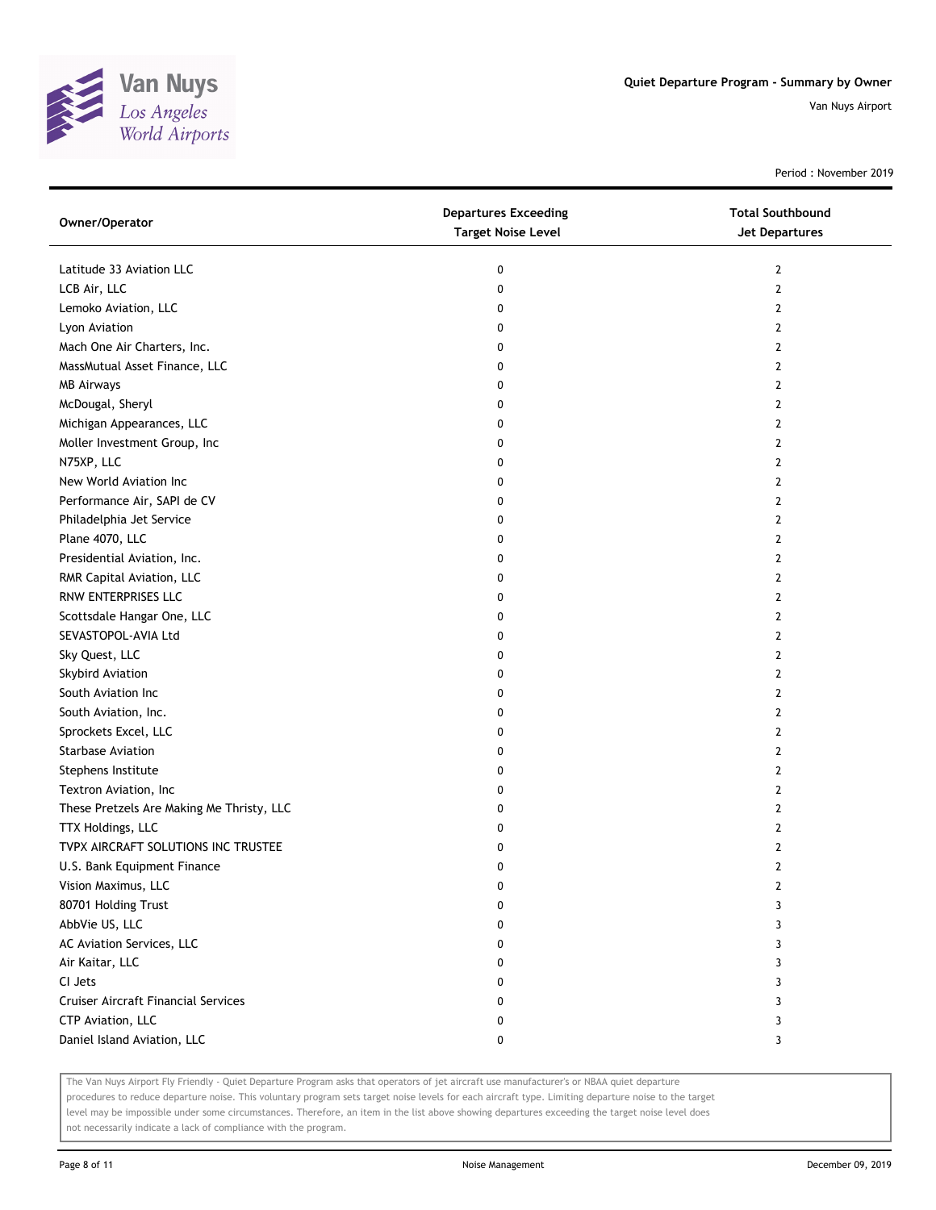Quiet Departure Program - Summary by Owner

Van Nuys Airport

Period : November 2019

| Owner/Operator | Departures Exceeding Target Noise Level | Total Southbound Jet Departures |
| --- | --- | --- |
| Latitude 33 Aviation LLC | 0 | 2 |
| LCB Air, LLC | 0 | 2 |
| Lemoko Aviation, LLC | 0 | 2 |
| Lyon Aviation | 0 | 2 |
| Mach One Air Charters, Inc. | 0 | 2 |
| MassMutual Asset Finance, LLC | 0 | 2 |
| MB Airways | 0 | 2 |
| McDougal, Sheryl | 0 | 2 |
| Michigan Appearances, LLC | 0 | 2 |
| Moller Investment Group, Inc | 0 | 2 |
| N75XP, LLC | 0 | 2 |
| New World Aviation Inc | 0 | 2 |
| Performance Air, SAPI de CV | 0 | 2 |
| Philadelphia Jet Service | 0 | 2 |
| Plane 4070, LLC | 0 | 2 |
| Presidential Aviation, Inc. | 0 | 2 |
| RMR Capital Aviation, LLC | 0 | 2 |
| RNW ENTERPRISES LLC | 0 | 2 |
| Scottsdale Hangar One, LLC | 0 | 2 |
| SEVASTOPOL-AVIA Ltd | 0 | 2 |
| Sky Quest, LLC | 0 | 2 |
| Skybird Aviation | 0 | 2 |
| South Aviation Inc | 0 | 2 |
| South Aviation, Inc. | 0 | 2 |
| Sprockets Excel, LLC | 0 | 2 |
| Starbase Aviation | 0 | 2 |
| Stephens Institute | 0 | 2 |
| Textron Aviation, Inc | 0 | 2 |
| These Pretzels Are Making Me Thristy, LLC | 0 | 2 |
| TTX Holdings, LLC | 0 | 2 |
| TVPX AIRCRAFT SOLUTIONS INC TRUSTEE | 0 | 2 |
| U.S. Bank Equipment Finance | 0 | 2 |
| Vision Maximus, LLC | 0 | 2 |
| 80701 Holding Trust | 0 | 3 |
| AbbVie US, LLC | 0 | 3 |
| AC Aviation Services, LLC | 0 | 3 |
| Air Kaitar, LLC | 0 | 3 |
| CI Jets | 0 | 3 |
| Cruiser Aircraft Financial Services | 0 | 3 |
| CTP Aviation, LLC | 0 | 3 |
| Daniel Island Aviation, LLC | 0 | 3 |

The Van Nuys Airport Fly Friendly - Quiet Departure Program asks that operators of jet aircraft use manufacturer's or NBAA quiet departure procedures to reduce departure noise. This voluntary program sets target noise levels for each aircraft type. Limiting departure noise to the target level may be impossible under some circumstances. Therefore, an item in the list above showing departures exceeding the target noise level does not necessarily indicate a lack of compliance with the program.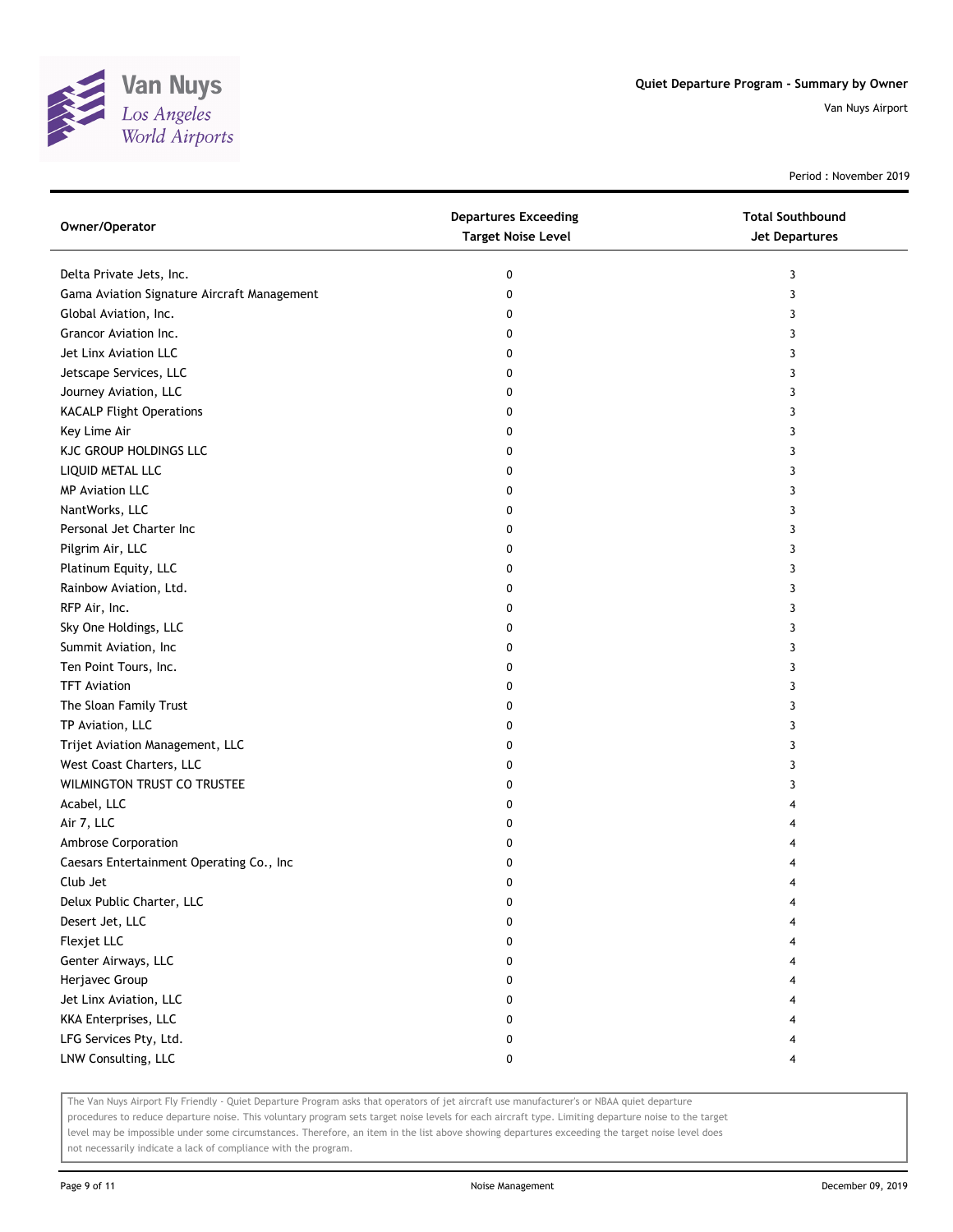Quiet Departure Program - Summary by Owner

Van Nuys Airport

Period : November 2019

| Owner/Operator | Departures Exceeding Target Noise Level | Total Southbound Jet Departures |
|---|---|---|
| Delta Private Jets, Inc. | 0 | 3 |
| Gama Aviation Signature Aircraft Management | 0 | 3 |
| Global Aviation, Inc. | 0 | 3 |
| Grancor Aviation Inc. | 0 | 3 |
| Jet Linx Aviation LLC | 0 | 3 |
| Jetscape Services, LLC | 0 | 3 |
| Journey Aviation, LLC | 0 | 3 |
| KACALP Flight Operations | 0 | 3 |
| Key Lime Air | 0 | 3 |
| KJC GROUP HOLDINGS LLC | 0 | 3 |
| LIQUID METAL LLC | 0 | 3 |
| MP Aviation LLC | 0 | 3 |
| NantWorks, LLC | 0 | 3 |
| Personal Jet Charter Inc | 0 | 3 |
| Pilgrim Air, LLC | 0 | 3 |
| Platinum Equity, LLC | 0 | 3 |
| Rainbow Aviation, Ltd. | 0 | 3 |
| RFP Air, Inc. | 0 | 3 |
| Sky One Holdings, LLC | 0 | 3 |
| Summit Aviation, Inc | 0 | 3 |
| Ten Point Tours, Inc. | 0 | 3 |
| TFT Aviation | 0 | 3 |
| The Sloan Family Trust | 0 | 3 |
| TP Aviation, LLC | 0 | 3 |
| Trijet Aviation Management, LLC | 0 | 3 |
| West Coast Charters, LLC | 0 | 3 |
| WILMINGTON TRUST CO TRUSTEE | 0 | 3 |
| Acabel, LLC | 0 | 4 |
| Air 7, LLC | 0 | 4 |
| Ambrose Corporation | 0 | 4 |
| Caesars Entertainment Operating Co., Inc | 0 | 4 |
| Club Jet | 0 | 4 |
| Delux Public Charter, LLC | 0 | 4 |
| Desert Jet, LLC | 0 | 4 |
| Flexjet LLC | 0 | 4 |
| Genter Airways, LLC | 0 | 4 |
| Herjavec Group | 0 | 4 |
| Jet Linx Aviation, LLC | 0 | 4 |
| KKA Enterprises, LLC | 0 | 4 |
| LFG Services Pty, Ltd. | 0 | 4 |
| LNW Consulting, LLC | 0 | 4 |

The Van Nuys Airport Fly Friendly - Quiet Departure Program asks that operators of jet aircraft use manufacturer's or NBAA quiet departure procedures to reduce departure noise. This voluntary program sets target noise levels for each aircraft type. Limiting departure noise to the target level may be impossible under some circumstances. Therefore, an item in the list above showing departures exceeding the target noise level does not necessarily indicate a lack of compliance with the program.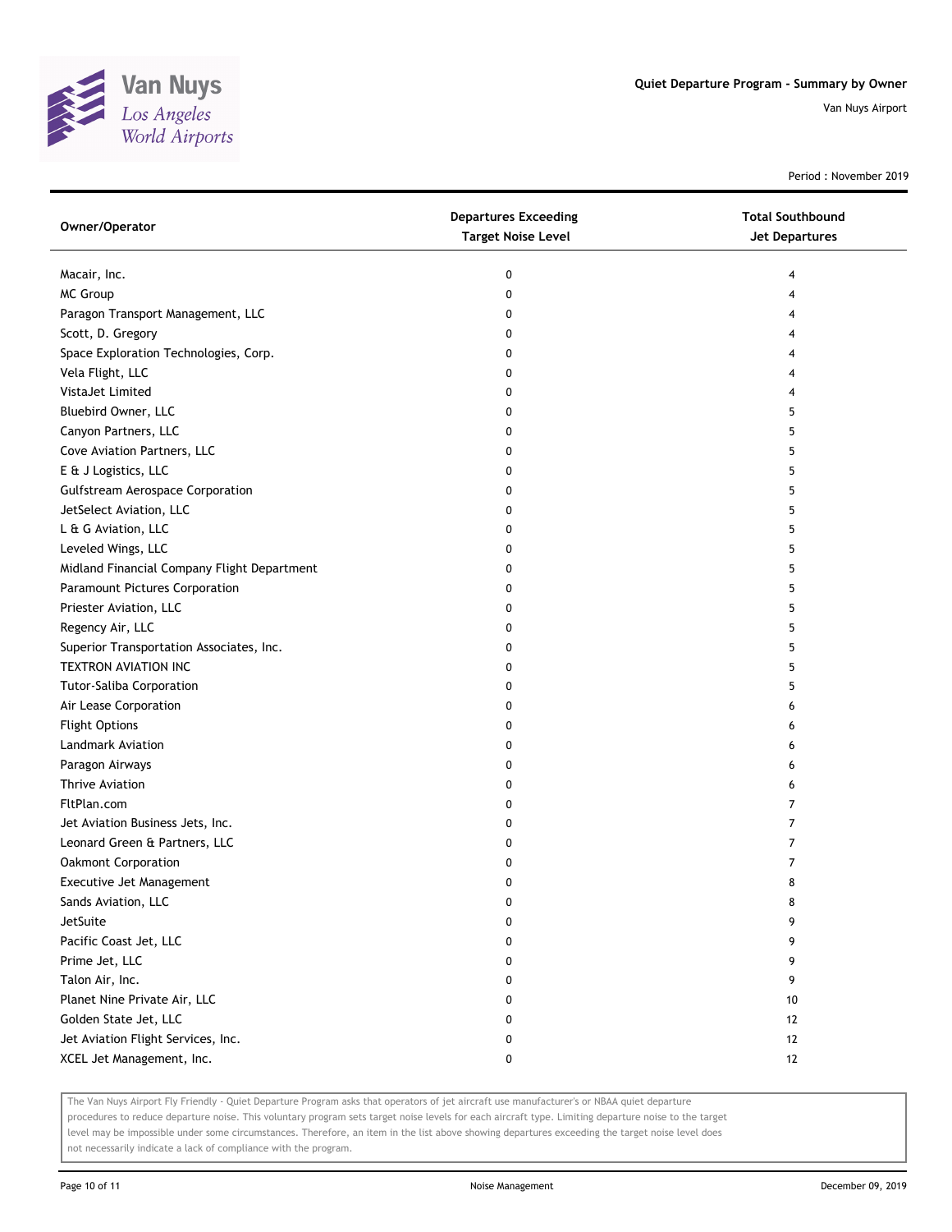## Quiet Departure Program - Summary by Owner

Van Nuys Airport

Period : November 2019

| Owner/Operator | Departures Exceeding Target Noise Level | Total Southbound Jet Departures |
|---|---|---|
| Macair, Inc. | 0 | 4 |
| MC Group | 0 | 4 |
| Paragon Transport Management, LLC | 0 | 4 |
| Scott, D. Gregory | 0 | 4 |
| Space Exploration Technologies, Corp. | 0 | 4 |
| Vela Flight, LLC | 0 | 4 |
| VistaJet Limited | 0 | 4 |
| Bluebird Owner, LLC | 0 | 5 |
| Canyon Partners, LLC | 0 | 5 |
| Cove Aviation Partners, LLC | 0 | 5 |
| E & J Logistics, LLC | 0 | 5 |
| Gulfstream Aerospace Corporation | 0 | 5 |
| JetSelect Aviation, LLC | 0 | 5 |
| L & G Aviation, LLC | 0 | 5 |
| Leveled Wings, LLC | 0 | 5 |
| Midland Financial Company Flight Department | 0 | 5 |
| Paramount Pictures Corporation | 0 | 5 |
| Priester Aviation, LLC | 0 | 5 |
| Regency Air, LLC | 0 | 5 |
| Superior Transportation Associates, Inc. | 0 | 5 |
| TEXTRON AVIATION INC | 0 | 5 |
| Tutor-Saliba Corporation | 0 | 5 |
| Air Lease Corporation | 0 | 6 |
| Flight Options | 0 | 6 |
| Landmark Aviation | 0 | 6 |
| Paragon Airways | 0 | 6 |
| Thrive Aviation | 0 | 6 |
| FltPlan.com | 0 | 7 |
| Jet Aviation Business Jets, Inc. | 0 | 7 |
| Leonard Green & Partners, LLC | 0 | 7 |
| Oakmont Corporation | 0 | 7 |
| Executive Jet Management | 0 | 8 |
| Sands Aviation, LLC | 0 | 8 |
| JetSuite | 0 | 9 |
| Pacific Coast Jet, LLC | 0 | 9 |
| Prime Jet, LLC | 0 | 9 |
| Talon Air, Inc. | 0 | 9 |
| Planet Nine Private Air, LLC | 0 | 10 |
| Golden State Jet, LLC | 0 | 12 |
| Jet Aviation Flight Services, Inc. | 0 | 12 |
| XCEL Jet Management, Inc. | 0 | 12 |

The Van Nuys Airport Fly Friendly - Quiet Departure Program asks that operators of jet aircraft use manufacturer's or NBAA quiet departure procedures to reduce departure noise. This voluntary program sets target noise levels for each aircraft type. Limiting departure noise to the target level may be impossible under some circumstances. Therefore, an item in the list above showing departures exceeding the target noise level does not necessarily indicate a lack of compliance with the program.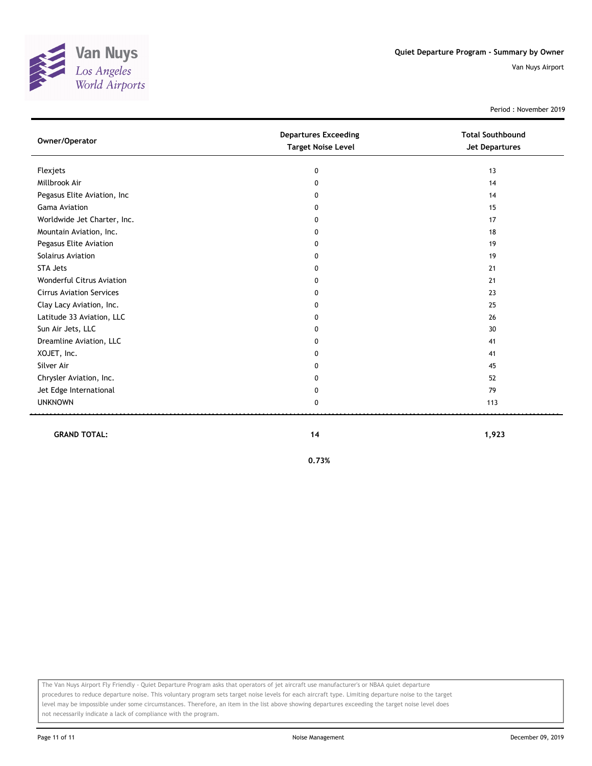Quiet Departure Program - Summary by Owner

Van Nuys Airport

Period : November 2019

| Owner/Operator | Departures Exceeding Target Noise Level | Total Southbound Jet Departures |
|---|---|---|
| Flexjets | 0 | 13 |
| Millbrook Air | 0 | 14 |
| Pegasus Elite Aviation, Inc | 0 | 14 |
| Gama Aviation | 0 | 15 |
| Worldwide Jet Charter, Inc. | 0 | 17 |
| Mountain Aviation, Inc. | 0 | 18 |
| Pegasus Elite Aviation | 0 | 19 |
| Solairus Aviation | 0 | 19 |
| STA Jets | 0 | 21 |
| Wonderful Citrus Aviation | 0 | 21 |
| Cirrus Aviation Services | 0 | 23 |
| Clay Lacy Aviation, Inc. | 0 | 25 |
| Latitude 33 Aviation, LLC | 0 | 26 |
| Sun Air Jets, LLC | 0 | 30 |
| Dreamline Aviation, LLC | 0 | 41 |
| XOJET, Inc. | 0 | 41 |
| Silver Air | 0 | 45 |
| Chrysler Aviation, Inc. | 0 | 52 |
| Jet Edge International | 0 | 79 |
| UNKNOWN | 0 | 113 |
| **GRAND TOTAL:** | **14** | **1,923** |
| | **0.73%** | |

The Van Nuys Airport Fly Friendly - Quiet Departure Program asks that operators of jet aircraft use manufacturer's or NBAA quiet departure procedures to reduce departure noise. This voluntary program sets target noise levels for each aircraft type. Limiting departure noise to the target level may be impossible under some circumstances. Therefore, an item in the list above showing departures exceeding the target noise level does not necessarily indicate a lack of compliance with the program.